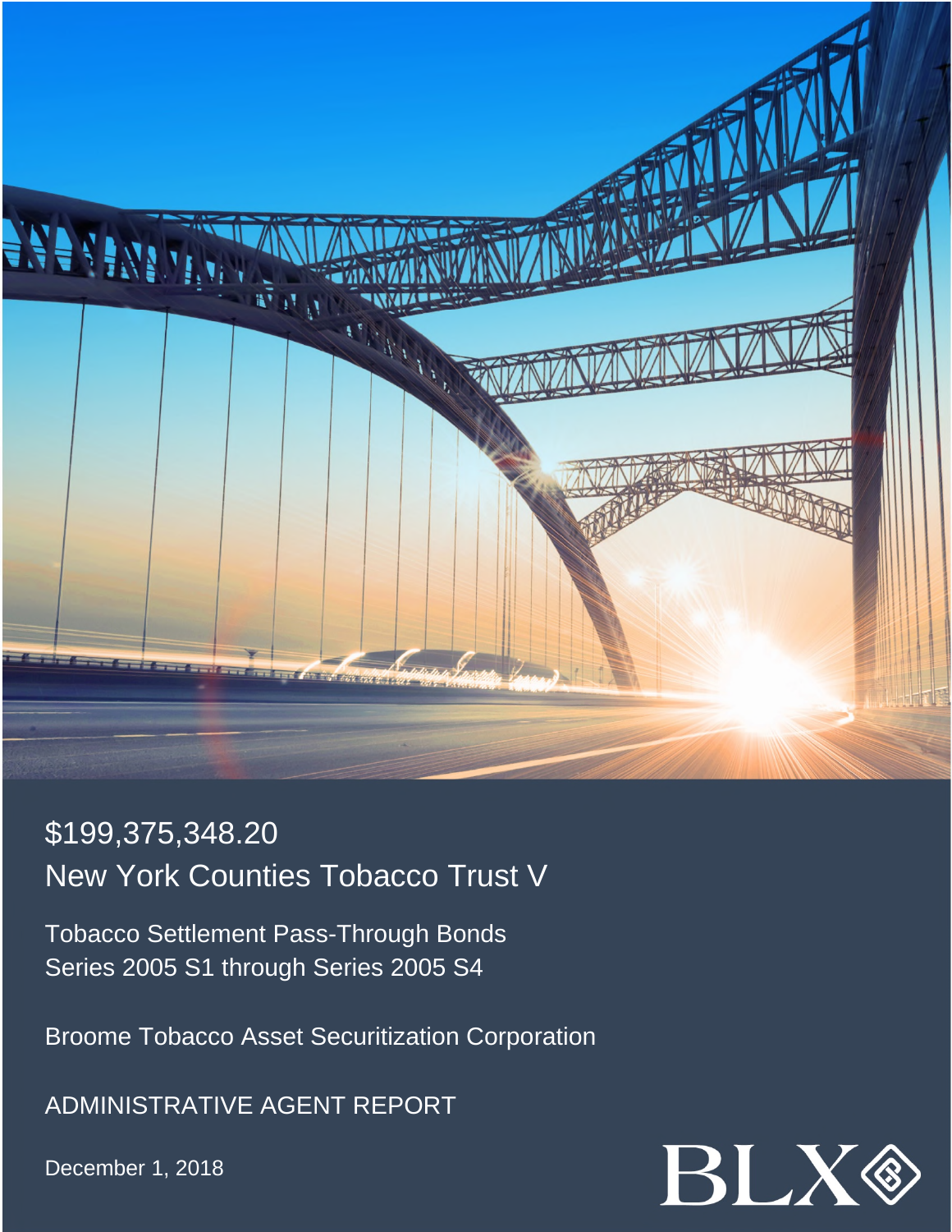# $199,375,348.20

# New York Counties Tobacco Trust V

Tobacco Settlement Pass-Through Bonds
Series 2005 S1 through Series 2005 S4

Broome Tobacco Asset Securitization Corporation

ADMINISTRATIVE AGENT REPORT

December 1, 2018

BLX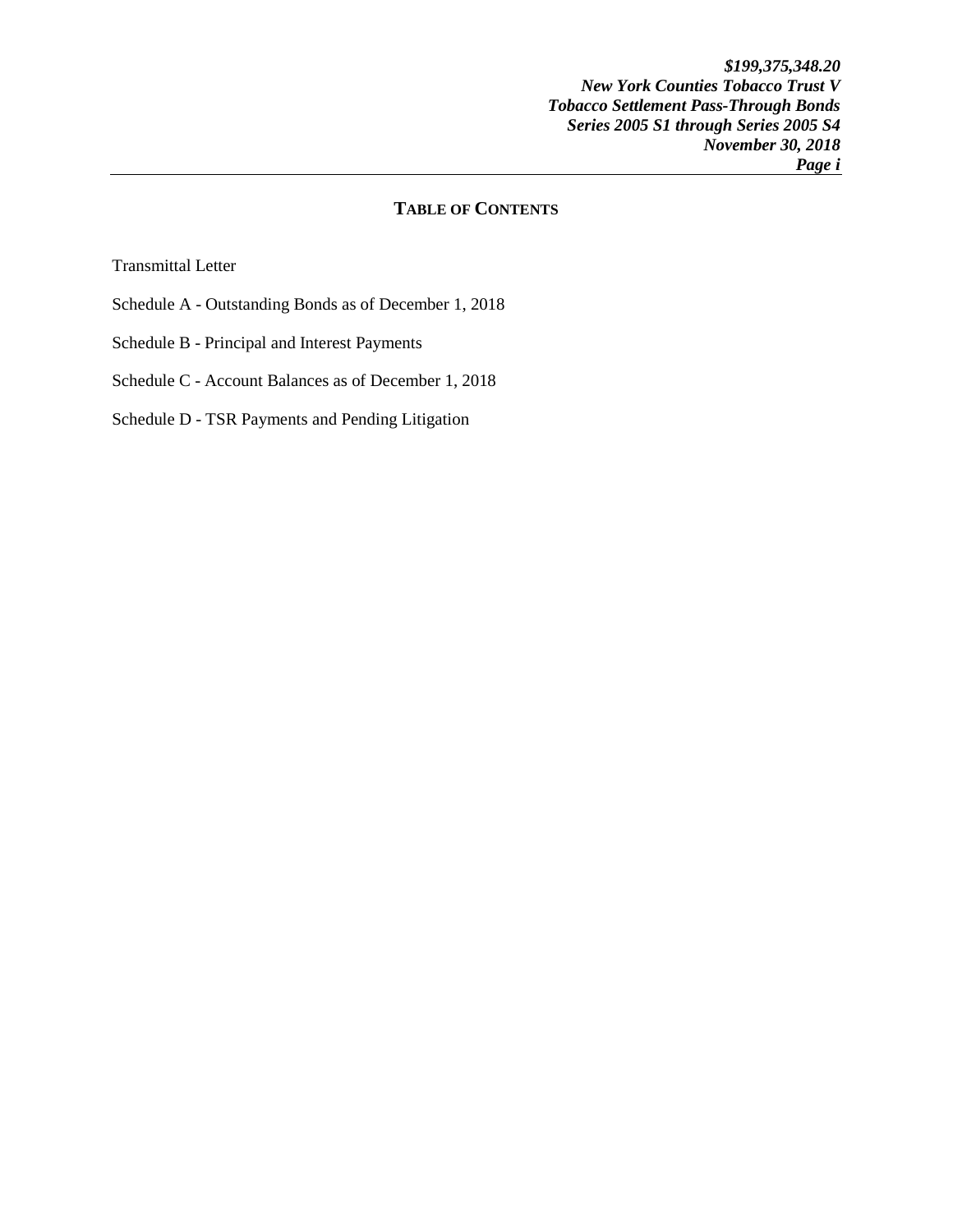## TABLE OF CONTENTS

Transmittal Letter

Schedule A - Outstanding Bonds as of December 1, 2018

Schedule B - Principal and Interest Payments

Schedule C - Account Balances as of December 1, 2018

Schedule D - TSR Payments and Pending Litigation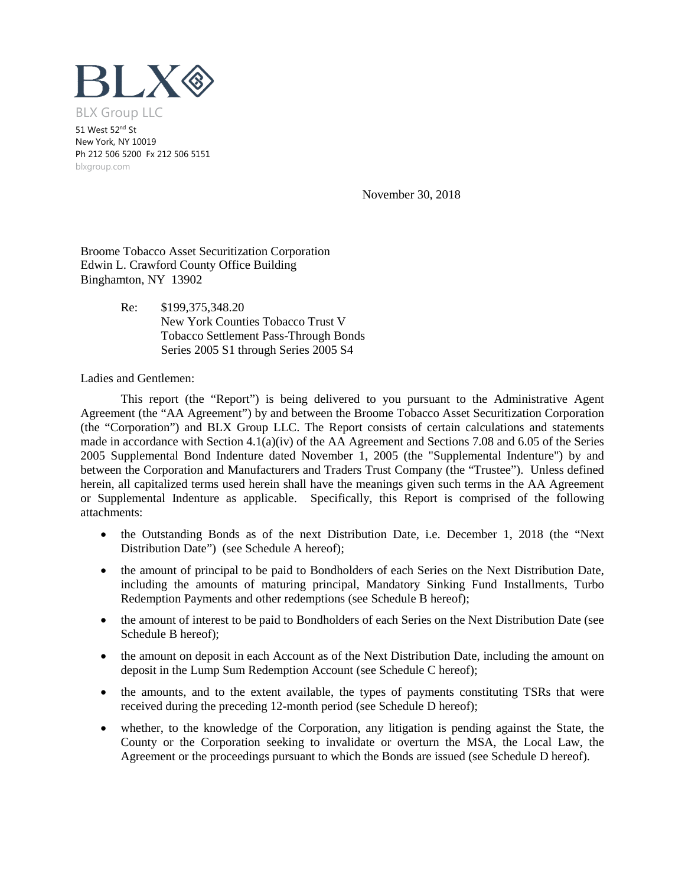BLX

BLX Group LLC

51 West 52nd St
New York, NY 10019
Ph 212 506 5200 Fx 212 506 5151
blxgroup.com

November 30, 2018

Broome Tobacco Asset Securitization Corporation
Edwin L. Crawford County Office Building
Binghamton, NY 13902

Re: $199,375,348.20
New York Counties Tobacco Trust V
Tobacco Settlement Pass-Through Bonds
Series 2005 S1 through Series 2005 S4

Ladies and Gentlemen:

This report (the "Report") is being delivered to you pursuant to the Administrative Agent Agreement (the "AA Agreement") by and between the Broome Tobacco Asset Securitization Corporation (the "Corporation") and BLX Group LLC. The Report consists of certain calculations and statements made in accordance with Section 4.1(a)(iv) of the AA Agreement and Sections 7.08 and 6.05 of the Series 2005 Supplemental Bond Indenture dated November 1, 2005 (the "Supplemental Indenture") by and between the Corporation and Manufacturers and Traders Trust Company (the "Trustee"). Unless defined herein, all capitalized terms used herein shall have the meanings given such terms in the AA Agreement or Supplemental Indenture as applicable. Specifically, this Report is comprised of the following attachments:

- the Outstanding Bonds as of the next Distribution Date, i.e. December 1, 2018 (the "Next Distribution Date") (see Schedule A hereof);
- the amount of principal to be paid to Bondholders of each Series on the Next Distribution Date, including the amounts of maturing principal, Mandatory Sinking Fund Installments, Turbo Redemption Payments and other redemptions (see Schedule B hereof);
- the amount of interest to be paid to Bondholders of each Series on the Next Distribution Date (see Schedule B hereof);
- the amount on deposit in each Account as of the Next Distribution Date, including the amount on deposit in the Lump Sum Redemption Account (see Schedule C hereof);
- the amounts, and to the extent available, the types of payments constituting TSRs that were received during the preceding 12-month period (see Schedule D hereof);
- whether, to the knowledge of the Corporation, any litigation is pending against the State, the County or the Corporation seeking to invalidate or overturn the MSA, the Local Law, the Agreement or the proceedings pursuant to which the Bonds are issued (see Schedule D hereof).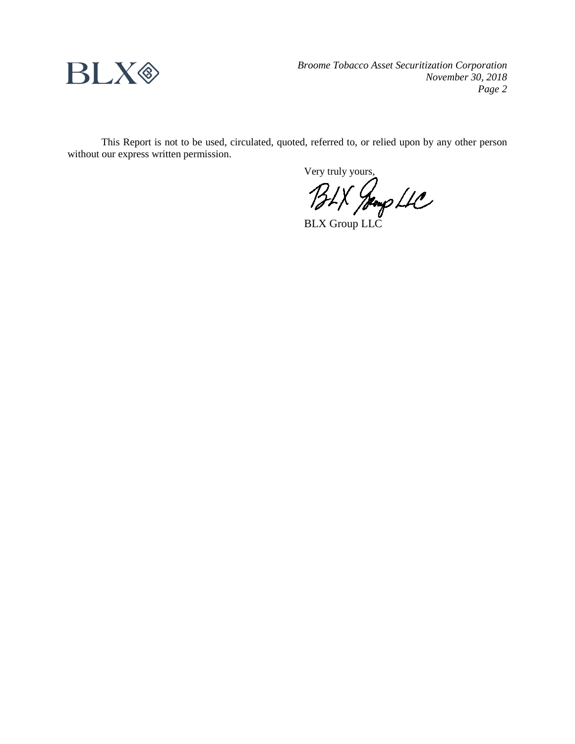This Report is not to be used, circulated, quoted, referred to, or relied upon by any other person without our express written permission.

Very truly yours,

BLX Group LLC

BLX Group LLC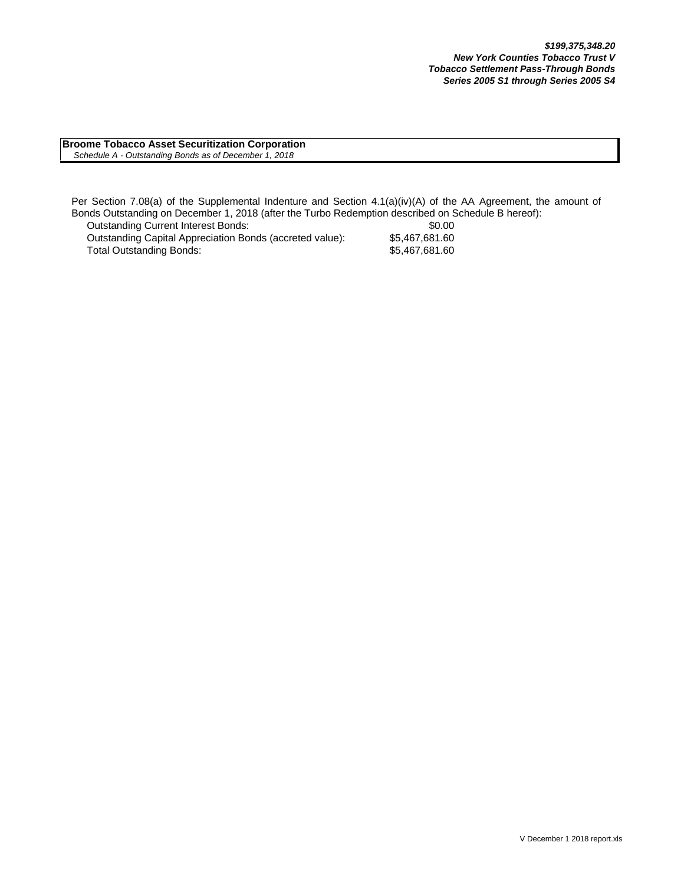***$199,375,348.20***
***New York Counties Tobacco Trust V***
***Tobacco Settlement Pass-Through Bonds***
***Series 2005 S1 through Series 2005 S4***

**Broome Tobacco Asset Securitization Corporation**
*Schedule A - Outstanding Bonds as of December 1, 2018*

Per Section 7.08(a) of the Supplemental Indenture and Section 4.1(a)(iv)(A) of the AA Agreement, the amount of Bonds Outstanding on December 1, 2018 (after the Turbo Redemption described on Schedule B hereof):

| | |
|---|---|
| Outstanding Current Interest Bonds: | $0.00 |
| Outstanding Capital Appreciation Bonds (accreted value): | $5,467,681.60 |
| Total Outstanding Bonds: | $5,467,681.60 |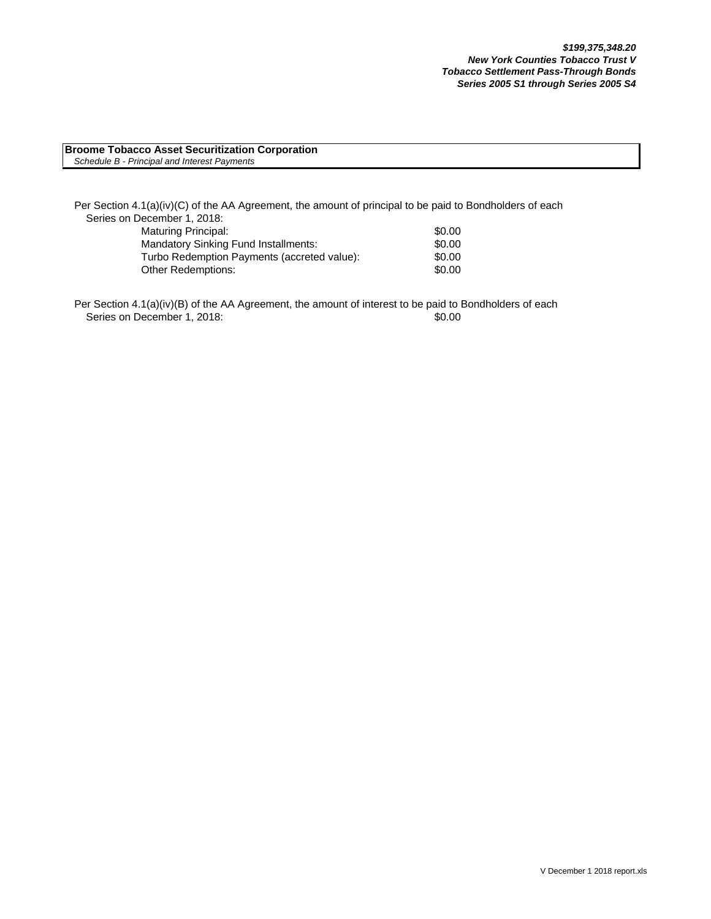***$199,375,348.20***
***New York Counties Tobacco Trust V***
***Tobacco Settlement Pass-Through Bonds***
***Series 2005 S1 through Series 2005 S4***

**Broome Tobacco Asset Securitization Corporation**
*Schedule B - Principal and Interest Payments*

Per Section 4.1(a)(iv)(C) of the AA Agreement, the amount of principal to be paid to Bondholders of each Series on December 1, 2018:

| | |
|---|---|
| Maturing Principal: | $0.00 |
| Mandatory Sinking Fund Installments: | $0.00 |
| Turbo Redemption Payments (accreted value): | $0.00 |
| Other Redemptions: | $0.00 |

Per Section 4.1(a)(iv)(B) of the AA Agreement, the amount of interest to be paid to Bondholders of each Series on December 1, 2018: $0.00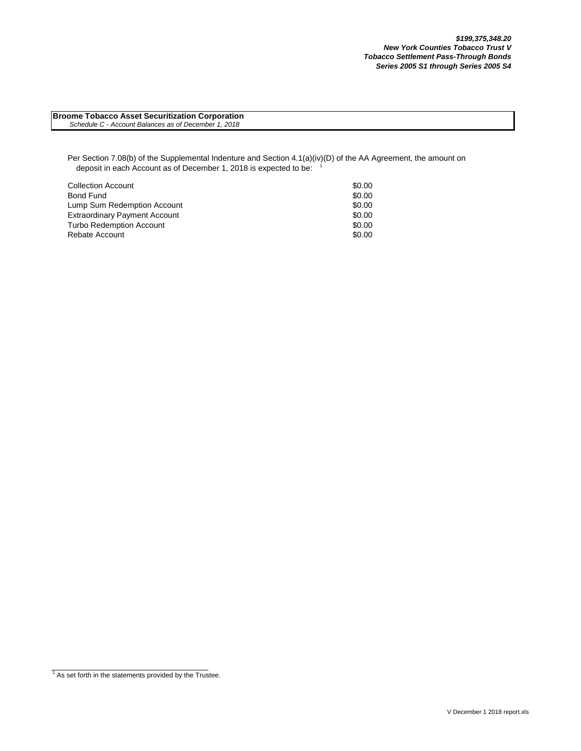***$199,375,348.20***
***New York Counties Tobacco Trust V***
***Tobacco Settlement Pass-Through Bonds***
***Series 2005 S1 through Series 2005 S4***

**Broome Tobacco Asset Securitization Corporation**
*Schedule C - Account Balances as of December 1, 2018*

Per Section 7.08(b) of the Supplemental Indenture and Section 4.1(a)(iv)(D) of the AA Agreement, the amount on deposit in each Account as of December 1, 2018 is expected to be: [1]

| Account | Amount |
|---|---|
| Collection Account | $0.00 |
| Bond Fund | $0.00 |
| Lump Sum Redemption Account | $0.00 |
| Extraordinary Payment Account | $0.00 |
| Turbo Redemption Account | $0.00 |
| Rebate Account | $0.00 |

[1] As set forth in the statements provided by the Trustee.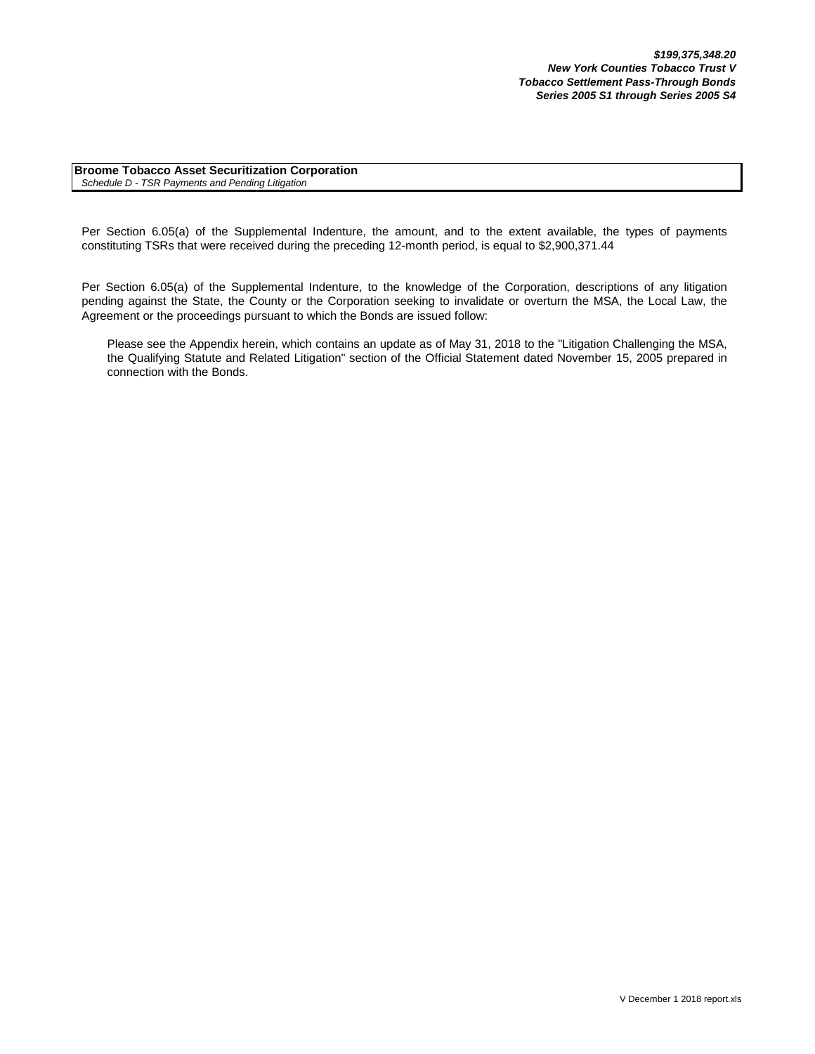***$199,375,348.20***
***New York Counties Tobacco Trust V***
***Tobacco Settlement Pass-Through Bonds***
***Series 2005 S1 through Series 2005 S4***

**Broome Tobacco Asset Securitization Corporation**
*Schedule D - TSR Payments and Pending Litigation*

Per Section 6.05(a) of the Supplemental Indenture, the amount, and to the extent available, the types of payments constituting TSRs that were received during the preceding 12-month period, is equal to $2,900,371.44

Per Section 6.05(a) of the Supplemental Indenture, to the knowledge of the Corporation, descriptions of any litigation pending against the State, the County or the Corporation seeking to invalidate or overturn the MSA, the Local Law, the Agreement or the proceedings pursuant to which the Bonds are issued follow:

Please see the Appendix herein, which contains an update as of May 31, 2018 to the "Litigation Challenging the MSA, the Qualifying Statute and Related Litigation" section of the Official Statement dated November 15, 2005 prepared in connection with the Bonds.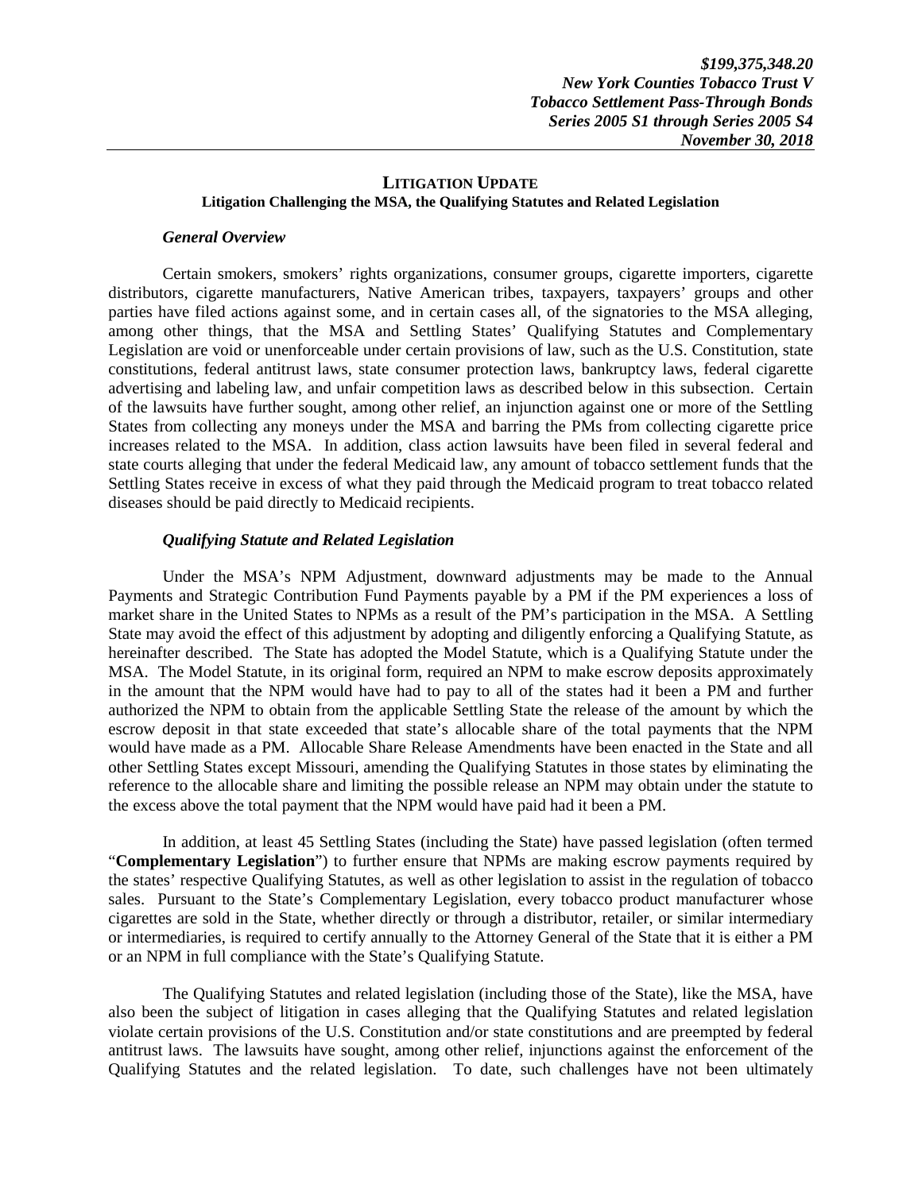## LITIGATION UPDATE

### Litigation Challenging the MSA, the Qualifying Statutes and Related Legislation

***General Overview***

Certain smokers, smokers' rights organizations, consumer groups, cigarette importers, cigarette distributors, cigarette manufacturers, Native American tribes, taxpayers, taxpayers' groups and other parties have filed actions against some, and in certain cases all, of the signatories to the MSA alleging, among other things, that the MSA and Settling States' Qualifying Statutes and Complementary Legislation are void or unenforceable under certain provisions of law, such as the U.S. Constitution, state constitutions, federal antitrust laws, state consumer protection laws, bankruptcy laws, federal cigarette advertising and labeling law, and unfair competition laws as described below in this subsection. Certain of the lawsuits have further sought, among other relief, an injunction against one or more of the Settling States from collecting any moneys under the MSA and barring the PMs from collecting cigarette price increases related to the MSA. In addition, class action lawsuits have been filed in several federal and state courts alleging that under the federal Medicaid law, any amount of tobacco settlement funds that the Settling States receive in excess of what they paid through the Medicaid program to treat tobacco related diseases should be paid directly to Medicaid recipients.

***Qualifying Statute and Related Legislation***

Under the MSA's NPM Adjustment, downward adjustments may be made to the Annual Payments and Strategic Contribution Fund Payments payable by a PM if the PM experiences a loss of market share in the United States to NPMs as a result of the PM's participation in the MSA. A Settling State may avoid the effect of this adjustment by adopting and diligently enforcing a Qualifying Statute, as hereinafter described. The State has adopted the Model Statute, which is a Qualifying Statute under the MSA. The Model Statute, in its original form, required an NPM to make escrow deposits approximately in the amount that the NPM would have had to pay to all of the states had it been a PM and further authorized the NPM to obtain from the applicable Settling State the release of the amount by which the escrow deposit in that state exceeded that state's allocable share of the total payments that the NPM would have made as a PM. Allocable Share Release Amendments have been enacted in the State and all other Settling States except Missouri, amending the Qualifying Statutes in those states by eliminating the reference to the allocable share and limiting the possible release an NPM may obtain under the statute to the excess above the total payment that the NPM would have paid had it been a PM.

In addition, at least 45 Settling States (including the State) have passed legislation (often termed "**Complementary Legislation**") to further ensure that NPMs are making escrow payments required by the states' respective Qualifying Statutes, as well as other legislation to assist in the regulation of tobacco sales. Pursuant to the State's Complementary Legislation, every tobacco product manufacturer whose cigarettes are sold in the State, whether directly or through a distributor, retailer, or similar intermediary or intermediaries, is required to certify annually to the Attorney General of the State that it is either a PM or an NPM in full compliance with the State's Qualifying Statute.

The Qualifying Statutes and related legislation (including those of the State), like the MSA, have also been the subject of litigation in cases alleging that the Qualifying Statutes and related legislation violate certain provisions of the U.S. Constitution and/or state constitutions and are preempted by federal antitrust laws. The lawsuits have sought, among other relief, injunctions against the enforcement of the Qualifying Statutes and the related legislation. To date, such challenges have not been ultimately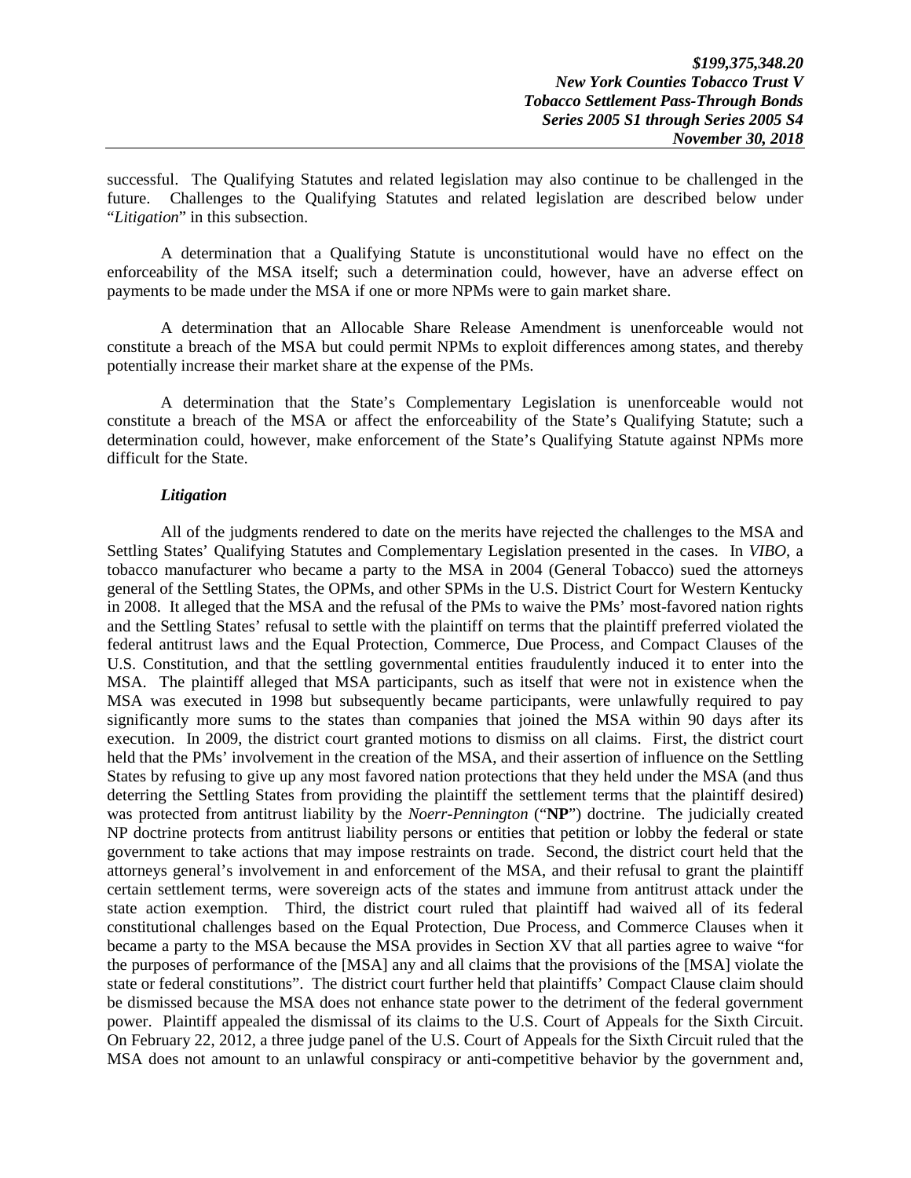successful. The Qualifying Statutes and related legislation may also continue to be challenged in the future. Challenges to the Qualifying Statutes and related legislation are described below under "*Litigation*" in this subsection.

A determination that a Qualifying Statute is unconstitutional would have no effect on the enforceability of the MSA itself; such a determination could, however, have an adverse effect on payments to be made under the MSA if one or more NPMs were to gain market share.

A determination that an Allocable Share Release Amendment is unenforceable would not constitute a breach of the MSA but could permit NPMs to exploit differences among states, and thereby potentially increase their market share at the expense of the PMs.

A determination that the State's Complementary Legislation is unenforceable would not constitute a breach of the MSA or affect the enforceability of the State's Qualifying Statute; such a determination could, however, make enforcement of the State's Qualifying Statute against NPMs more difficult for the State.

***Litigation***

All of the judgments rendered to date on the merits have rejected the challenges to the MSA and Settling States' Qualifying Statutes and Complementary Legislation presented in the cases. In *VIBO*, a tobacco manufacturer who became a party to the MSA in 2004 (General Tobacco) sued the attorneys general of the Settling States, the OPMs, and other SPMs in the U.S. District Court for Western Kentucky in 2008. It alleged that the MSA and the refusal of the PMs to waive the PMs' most-favored nation rights and the Settling States' refusal to settle with the plaintiff on terms that the plaintiff preferred violated the federal antitrust laws and the Equal Protection, Commerce, Due Process, and Compact Clauses of the U.S. Constitution, and that the settling governmental entities fraudulently induced it to enter into the MSA. The plaintiff alleged that MSA participants, such as itself that were not in existence when the MSA was executed in 1998 but subsequently became participants, were unlawfully required to pay significantly more sums to the states than companies that joined the MSA within 90 days after its execution. In 2009, the district court granted motions to dismiss on all claims. First, the district court held that the PMs' involvement in the creation of the MSA, and their assertion of influence on the Settling States by refusing to give up any most favored nation protections that they held under the MSA (and thus deterring the Settling States from providing the plaintiff the settlement terms that the plaintiff desired) was protected from antitrust liability by the *Noerr-Pennington* ("**NP**") doctrine. The judicially created NP doctrine protects from antitrust liability persons or entities that petition or lobby the federal or state government to take actions that may impose restraints on trade. Second, the district court held that the attorneys general's involvement in and enforcement of the MSA, and their refusal to grant the plaintiff certain settlement terms, were sovereign acts of the states and immune from antitrust attack under the state action exemption. Third, the district court ruled that plaintiff had waived all of its federal constitutional challenges based on the Equal Protection, Due Process, and Commerce Clauses when it became a party to the MSA because the MSA provides in Section XV that all parties agree to waive "for the purposes of performance of the [MSA] any and all claims that the provisions of the [MSA] violate the state or federal constitutions". The district court further held that plaintiffs' Compact Clause claim should be dismissed because the MSA does not enhance state power to the detriment of the federal government power. Plaintiff appealed the dismissal of its claims to the U.S. Court of Appeals for the Sixth Circuit. On February 22, 2012, a three judge panel of the U.S. Court of Appeals for the Sixth Circuit ruled that the MSA does not amount to an unlawful conspiracy or anti-competitive behavior by the government and,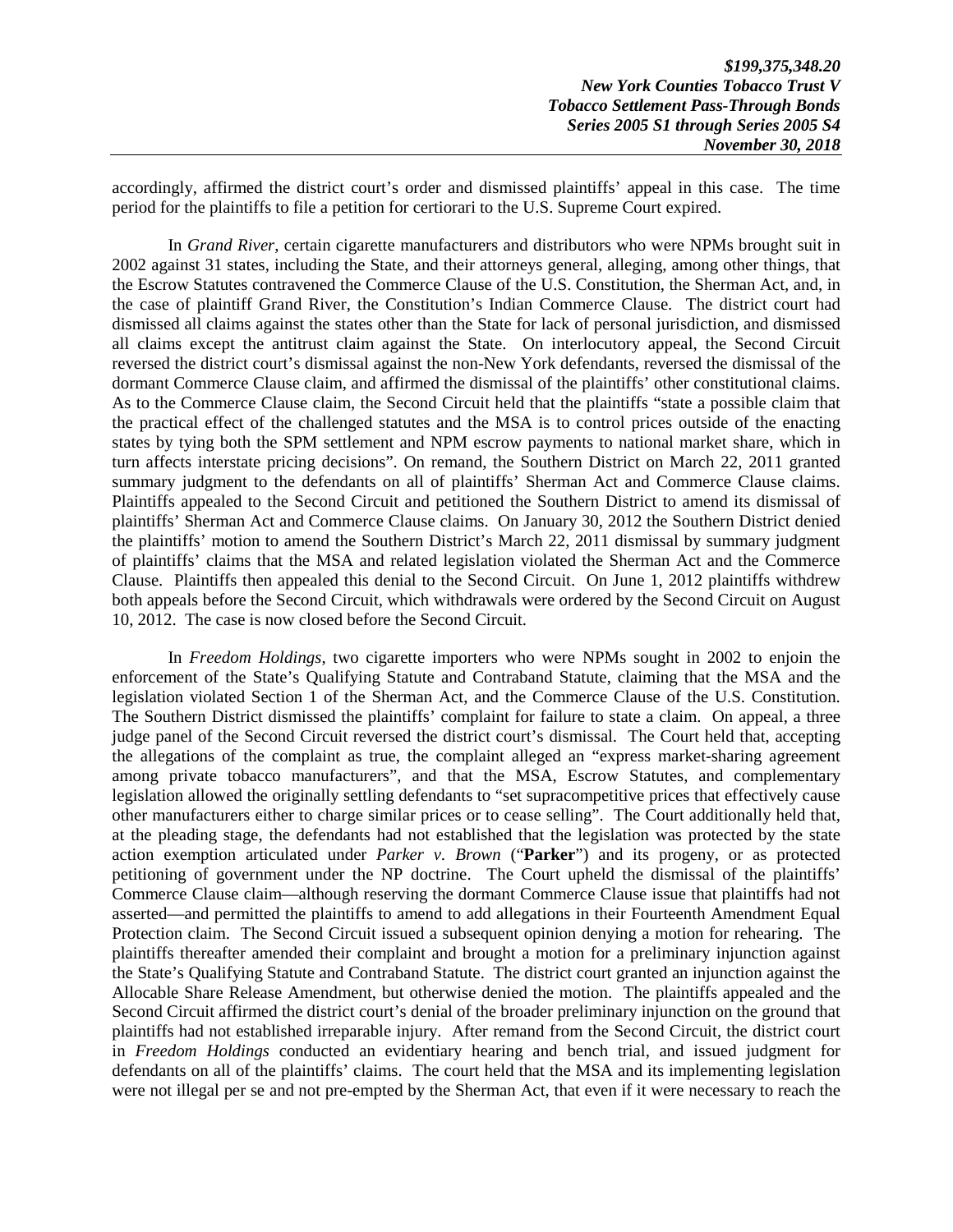accordingly, affirmed the district court's order and dismissed plaintiffs' appeal in this case. The time period for the plaintiffs to file a petition for certiorari to the U.S. Supreme Court expired.

In *Grand River*, certain cigarette manufacturers and distributors who were NPMs brought suit in 2002 against 31 states, including the State, and their attorneys general, alleging, among other things, that the Escrow Statutes contravened the Commerce Clause of the U.S. Constitution, the Sherman Act, and, in the case of plaintiff Grand River, the Constitution's Indian Commerce Clause. The district court had dismissed all claims against the states other than the State for lack of personal jurisdiction, and dismissed all claims except the antitrust claim against the State. On interlocutory appeal, the Second Circuit reversed the district court's dismissal against the non-New York defendants, reversed the dismissal of the dormant Commerce Clause claim, and affirmed the dismissal of the plaintiffs' other constitutional claims. As to the Commerce Clause claim, the Second Circuit held that the plaintiffs "state a possible claim that the practical effect of the challenged statutes and the MSA is to control prices outside of the enacting states by tying both the SPM settlement and NPM escrow payments to national market share, which in turn affects interstate pricing decisions". On remand, the Southern District on March 22, 2011 granted summary judgment to the defendants on all of plaintiffs' Sherman Act and Commerce Clause claims. Plaintiffs appealed to the Second Circuit and petitioned the Southern District to amend its dismissal of plaintiffs' Sherman Act and Commerce Clause claims. On January 30, 2012 the Southern District denied the plaintiffs' motion to amend the Southern District's March 22, 2011 dismissal by summary judgment of plaintiffs' claims that the MSA and related legislation violated the Sherman Act and the Commerce Clause. Plaintiffs then appealed this denial to the Second Circuit. On June 1, 2012 plaintiffs withdrew both appeals before the Second Circuit, which withdrawals were ordered by the Second Circuit on August 10, 2012. The case is now closed before the Second Circuit.

In *Freedom Holdings*, two cigarette importers who were NPMs sought in 2002 to enjoin the enforcement of the State's Qualifying Statute and Contraband Statute, claiming that the MSA and the legislation violated Section 1 of the Sherman Act, and the Commerce Clause of the U.S. Constitution. The Southern District dismissed the plaintiffs' complaint for failure to state a claim. On appeal, a three judge panel of the Second Circuit reversed the district court's dismissal. The Court held that, accepting the allegations of the complaint as true, the complaint alleged an "express market-sharing agreement among private tobacco manufacturers", and that the MSA, Escrow Statutes, and complementary legislation allowed the originally settling defendants to "set supracompetitive prices that effectively cause other manufacturers either to charge similar prices or to cease selling". The Court additionally held that, at the pleading stage, the defendants had not established that the legislation was protected by the state action exemption articulated under *Parker v. Brown* ("**Parker**") and its progeny, or as protected petitioning of government under the NP doctrine. The Court upheld the dismissal of the plaintiffs' Commerce Clause claim—although reserving the dormant Commerce Clause issue that plaintiffs had not asserted—and permitted the plaintiffs to amend to add allegations in their Fourteenth Amendment Equal Protection claim. The Second Circuit issued a subsequent opinion denying a motion for rehearing. The plaintiffs thereafter amended their complaint and brought a motion for a preliminary injunction against the State's Qualifying Statute and Contraband Statute. The district court granted an injunction against the Allocable Share Release Amendment, but otherwise denied the motion. The plaintiffs appealed and the Second Circuit affirmed the district court's denial of the broader preliminary injunction on the ground that plaintiffs had not established irreparable injury. After remand from the Second Circuit, the district court in *Freedom Holdings* conducted an evidentiary hearing and bench trial, and issued judgment for defendants on all of the plaintiffs' claims. The court held that the MSA and its implementing legislation were not illegal per se and not pre-empted by the Sherman Act, that even if it were necessary to reach the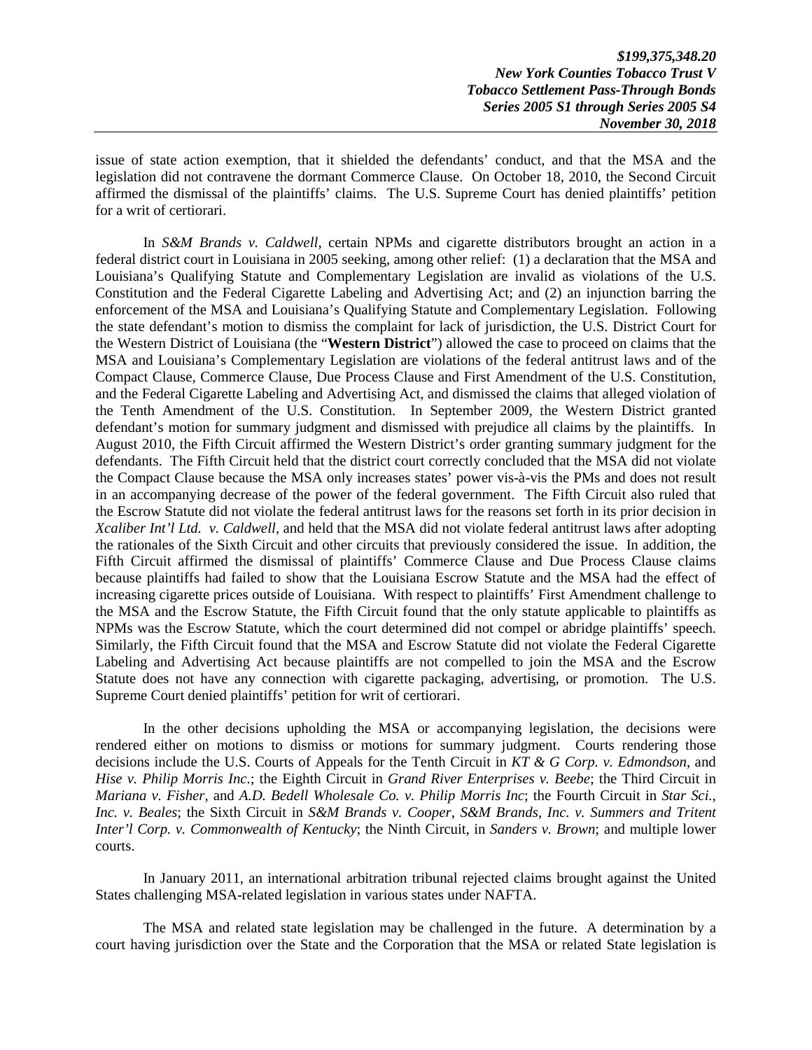issue of state action exemption, that it shielded the defendants' conduct, and that the MSA and the legislation did not contravene the dormant Commerce Clause. On October 18, 2010, the Second Circuit affirmed the dismissal of the plaintiffs' claims. The U.S. Supreme Court has denied plaintiffs' petition for a writ of certiorari.

In *S&M Brands v. Caldwell*, certain NPMs and cigarette distributors brought an action in a federal district court in Louisiana in 2005 seeking, among other relief: (1) a declaration that the MSA and Louisiana's Qualifying Statute and Complementary Legislation are invalid as violations of the U.S. Constitution and the Federal Cigarette Labeling and Advertising Act; and (2) an injunction barring the enforcement of the MSA and Louisiana's Qualifying Statute and Complementary Legislation. Following the state defendant's motion to dismiss the complaint for lack of jurisdiction, the U.S. District Court for the Western District of Louisiana (the "**Western District**") allowed the case to proceed on claims that the MSA and Louisiana's Complementary Legislation are violations of the federal antitrust laws and of the Compact Clause, Commerce Clause, Due Process Clause and First Amendment of the U.S. Constitution, and the Federal Cigarette Labeling and Advertising Act, and dismissed the claims that alleged violation of the Tenth Amendment of the U.S. Constitution. In September 2009, the Western District granted defendant's motion for summary judgment and dismissed with prejudice all claims by the plaintiffs. In August 2010, the Fifth Circuit affirmed the Western District's order granting summary judgment for the defendants. The Fifth Circuit held that the district court correctly concluded that the MSA did not violate the Compact Clause because the MSA only increases states' power vis-à-vis the PMs and does not result in an accompanying decrease of the power of the federal government. The Fifth Circuit also ruled that the Escrow Statute did not violate the federal antitrust laws for the reasons set forth in its prior decision in *Xcaliber Int'l Ltd. v. Caldwell*, and held that the MSA did not violate federal antitrust laws after adopting the rationales of the Sixth Circuit and other circuits that previously considered the issue. In addition, the Fifth Circuit affirmed the dismissal of plaintiffs' Commerce Clause and Due Process Clause claims because plaintiffs had failed to show that the Louisiana Escrow Statute and the MSA had the effect of increasing cigarette prices outside of Louisiana. With respect to plaintiffs' First Amendment challenge to the MSA and the Escrow Statute, the Fifth Circuit found that the only statute applicable to plaintiffs as NPMs was the Escrow Statute, which the court determined did not compel or abridge plaintiffs' speech. Similarly, the Fifth Circuit found that the MSA and Escrow Statute did not violate the Federal Cigarette Labeling and Advertising Act because plaintiffs are not compelled to join the MSA and the Escrow Statute does not have any connection with cigarette packaging, advertising, or promotion. The U.S. Supreme Court denied plaintiffs' petition for writ of certiorari.

In the other decisions upholding the MSA or accompanying legislation, the decisions were rendered either on motions to dismiss or motions for summary judgment. Courts rendering those decisions include the U.S. Courts of Appeals for the Tenth Circuit in *KT & G Corp. v. Edmondson*, and *Hise v. Philip Morris Inc.*; the Eighth Circuit in *Grand River Enterprises v. Beebe*; the Third Circuit in *Mariana v. Fisher*, and *A.D. Bedell Wholesale Co. v. Philip Morris Inc*; the Fourth Circuit in *Star Sci., Inc. v. Beales*; the Sixth Circuit in *S&M Brands v. Cooper*, *S&M Brands, Inc. v. Summers and Tritent Inter'l Corp. v. Commonwealth of Kentucky*; the Ninth Circuit, in *Sanders v. Brown*; and multiple lower courts.

In January 2011, an international arbitration tribunal rejected claims brought against the United States challenging MSA-related legislation in various states under NAFTA.

The MSA and related state legislation may be challenged in the future. A determination by a court having jurisdiction over the State and the Corporation that the MSA or related State legislation is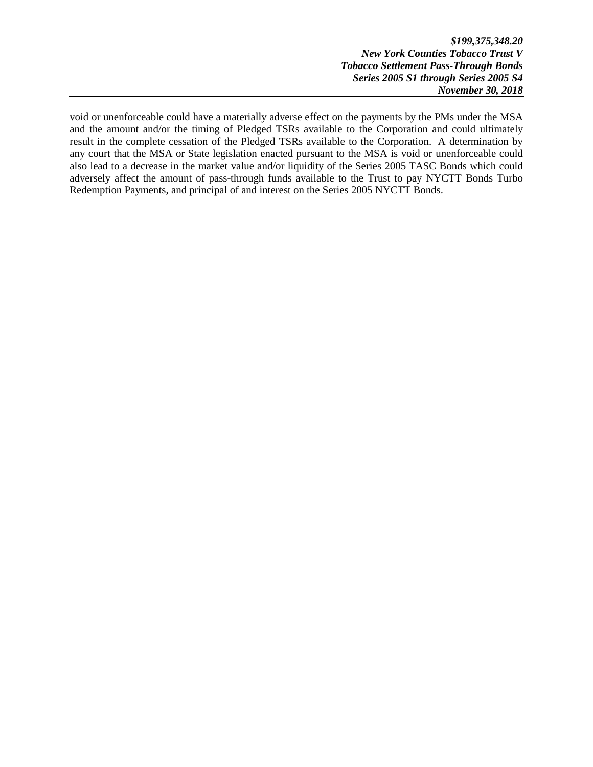void or unenforceable could have a materially adverse effect on the payments by the PMs under the MSA and the amount and/or the timing of Pledged TSRs available to the Corporation and could ultimately result in the complete cessation of the Pledged TSRs available to the Corporation. A determination by any court that the MSA or State legislation enacted pursuant to the MSA is void or unenforceable could also lead to a decrease in the market value and/or liquidity of the Series 2005 TASC Bonds which could adversely affect the amount of pass-through funds available to the Trust to pay NYCTT Bonds Turbo Redemption Payments, and principal of and interest on the Series 2005 NYCTT Bonds.